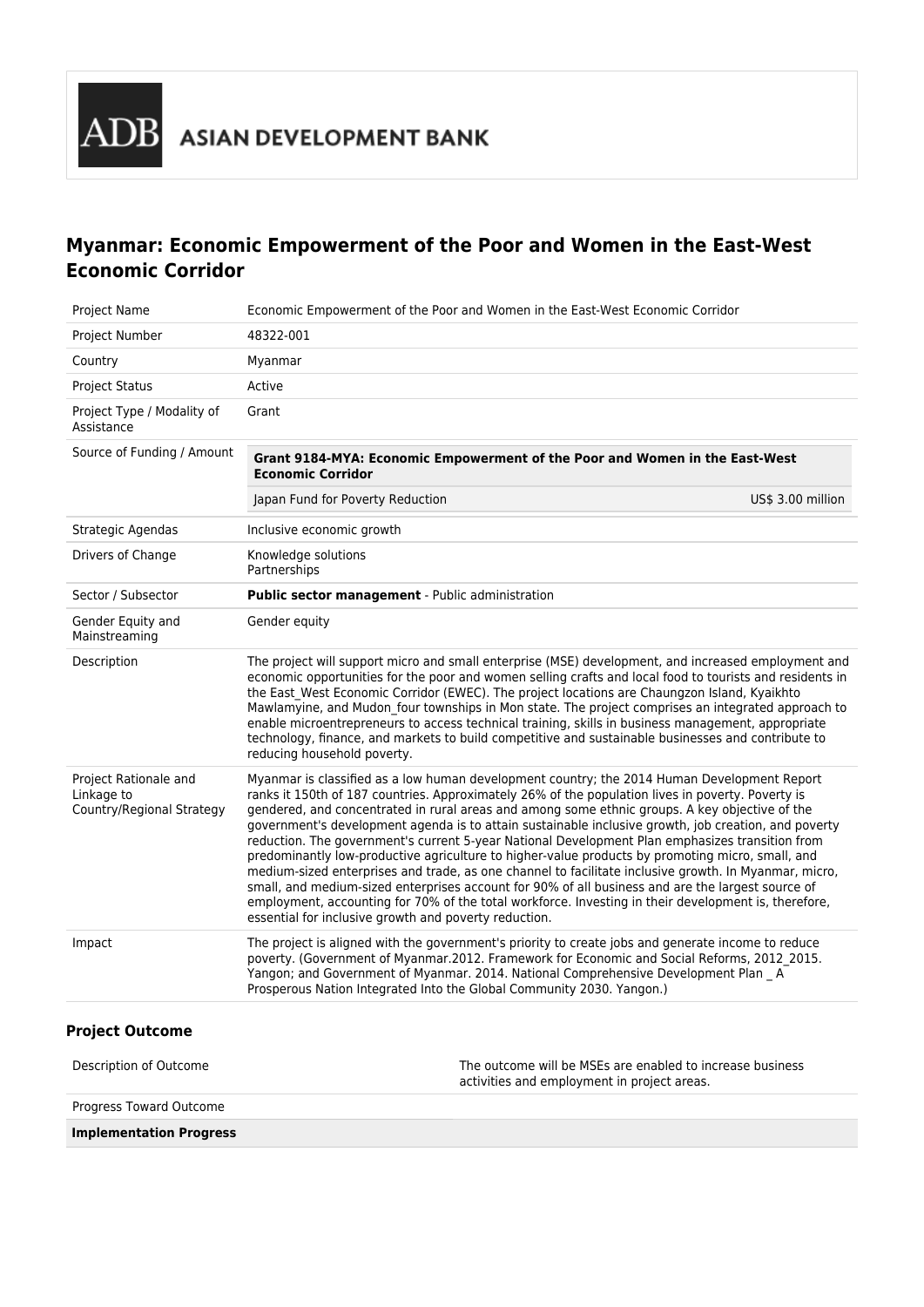ADB ASIAN DEVELOPMENT BANK

# Myanmar: Economic Empowerment of the Poor and Women in the East-West Economic Corridor

| | |
|---|---|
| Project Name | Economic Empowerment of the Poor and Women in the East-West Economic Corridor |
| Project Number | 48322-001 |
| Country | Myanmar |
| Project Status | Active |
| Project Type / Modality of Assistance | Grant |
| Source of Funding / Amount | **Grant 9184-MYA: Economic Empowerment of the Poor and Women in the East-West Economic Corridor**<br>Japan Fund for Poverty Reduction — US$ 3.00 million |
| Strategic Agendas | Inclusive economic growth |
| Drivers of Change | Knowledge solutions<br>Partnerships |
| Sector / Subsector | **Public sector management** - Public administration |
| Gender Equity and Mainstreaming | Gender equity |
| Description | The project will support micro and small enterprise (MSE) development, and increased employment and economic opportunities for the poor and women selling crafts and local food to tourists and residents in the East_West Economic Corridor (EWEC). The project locations are Chaungzon Island, Kyaikhto Mawlamyine, and Mudon_four townships in Mon state. The project comprises an integrated approach to enable microentrepreneurs to access technical training, skills in business management, appropriate technology, finance, and markets to build competitive and sustainable businesses and contribute to reducing household poverty. |
| Project Rationale and Linkage to Country/Regional Strategy | Myanmar is classified as a low human development country; the 2014 Human Development Report ranks it 150th of 187 countries. Approximately 26% of the population lives in poverty. Poverty is gendered, and concentrated in rural areas and among some ethnic groups. A key objective of the government's development agenda is to attain sustainable inclusive growth, job creation, and poverty reduction. The government's current 5-year National Development Plan emphasizes transition from predominantly low-productive agriculture to higher-value products by promoting micro, small, and medium-sized enterprises and trade, as one channel to facilitate inclusive growth. In Myanmar, micro, small, and medium-sized enterprises account for 90% of all business and are the largest source of employment, accounting for 70% of the total workforce. Investing in their development is, therefore, essential for inclusive growth and poverty reduction. |
| Impact | The project is aligned with the government's priority to create jobs and generate income to reduce poverty. (Government of Myanmar.2012. Framework for Economic and Social Reforms, 2012_2015. Yangon; and Government of Myanmar. 2014. National Comprehensive Development Plan _ A Prosperous Nation Integrated Into the Global Community 2030. Yangon.) |

## Project Outcome

| | |
|---|---|
| Description of Outcome | The outcome will be MSEs are enabled to increase business activities and employment in project areas. |
| Progress Toward Outcome | |
| **Implementation Progress** | |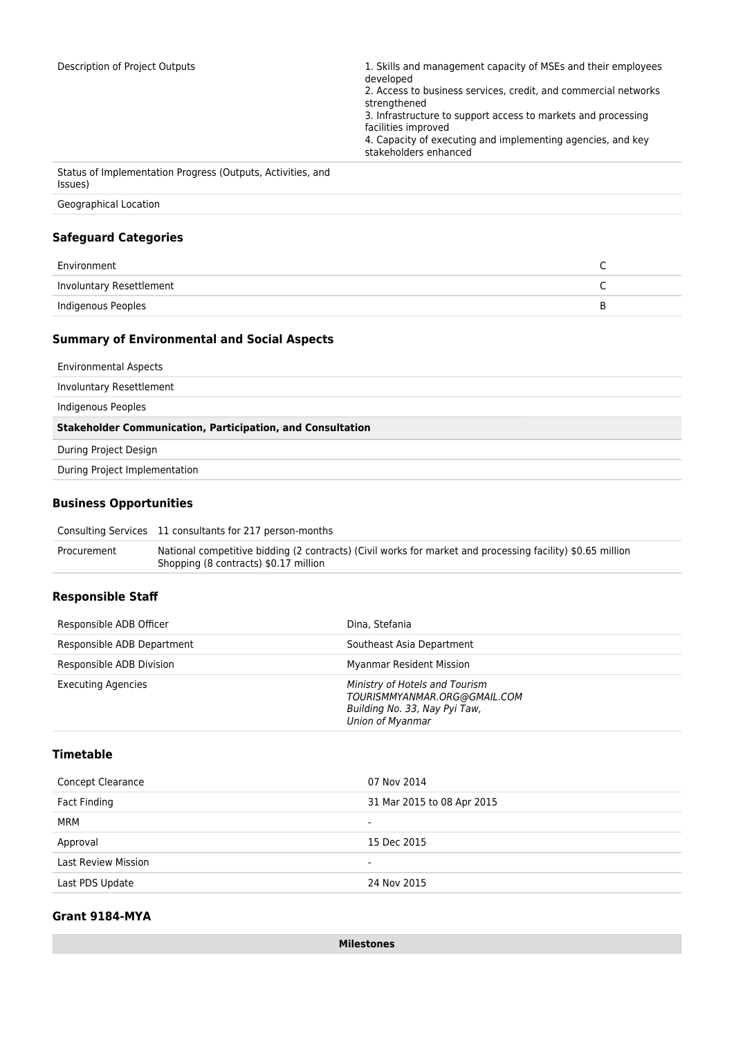| | |
|---|---|
| Description of Project Outputs | 1. Skills and management capacity of MSEs and their employees developed<br>2. Access to business services, credit, and commercial networks strengthened<br>3. Infrastructure to support access to markets and processing facilities improved<br>4. Capacity of executing and implementing agencies, and key stakeholders enhanced |
| Status of Implementation Progress (Outputs, Activities, and Issues) | |
| Geographical Location | |

### Safeguard Categories

| | |
|---|---|
| Environment | C |
| Involuntary Resettlement | C |
| Indigenous Peoples | B |

### Summary of Environmental and Social Aspects

| | |
|---|---|
| Environmental Aspects | |
| Involuntary Resettlement | |
| Indigenous Peoples | |
| **Stakeholder Communication, Participation, and Consultation** | |
| During Project Design | |
| During Project Implementation | |

### Business Opportunities

| | |
|---|---|
| Consulting Services | 11 consultants for 217 person-months |
| Procurement | National competitive bidding (2 contracts) (Civil works for market and processing facility) $0.65 million<br>Shopping (8 contracts) $0.17 million |

### Responsible Staff

| | |
|---|---|
| Responsible ADB Officer | Dina, Stefania |
| Responsible ADB Department | Southeast Asia Department |
| Responsible ADB Division | Myanmar Resident Mission |
| Executing Agencies | *Ministry of Hotels and Tourism*<br>*TOURISMMYANMAR.ORG@GMAIL.COM*<br>*Building No. 33, Nay Pyi Taw,*<br>*Union of Myanmar* |

### Timetable

| | |
|---|---|
| Concept Clearance | 07 Nov 2014 |
| Fact Finding | 31 Mar 2015 to 08 Apr 2015 |
| MRM | - |
| Approval | 15 Dec 2015 |
| Last Review Mission | - |
| Last PDS Update | 24 Nov 2015 |

### Grant 9184-MYA

| **Milestones** |
|---|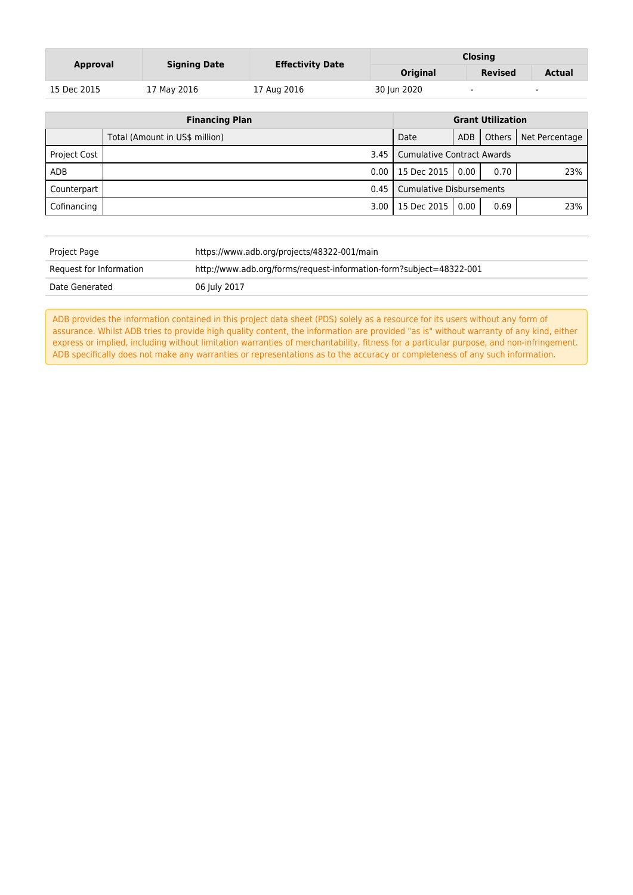| Approval | Signing Date | Effectivity Date | Closing | | |
|---|---|---|---|---|---|
| | | | Original | Revised | Actual |
| 15 Dec 2015 | 17 May 2016 | 17 Aug 2016 | 30 Jun 2020 | - | - |

| Financing Plan | | Grant Utilization | | | |
|---|---|---|---|---|---|
| | Total (Amount in US$ million) | Date | ADB | Others | Net Percentage |
| Project Cost | 3.45 | Cumulative Contract Awards | | | |
| ADB | 0.00 | 15 Dec 2015 | 0.00 | 0.70 | 23% |
| Counterpart | 0.45 | Cumulative Disbursements | | | |
| Cofinancing | 3.00 | 15 Dec 2015 | 0.00 | 0.69 | 23% |

| | |
|---|---|
| Project Page | https://www.adb.org/projects/48322-001/main |
| Request for Information | http://www.adb.org/forms/request-information-form?subject=48322-001 |
| Date Generated | 06 July 2017 |

ADB provides the information contained in this project data sheet (PDS) solely as a resource for its users without any form of assurance. Whilst ADB tries to provide high quality content, the information are provided "as is" without warranty of any kind, either express or implied, including without limitation warranties of merchantability, fitness for a particular purpose, and non-infringement. ADB specifically does not make any warranties or representations as to the accuracy or completeness of any such information.